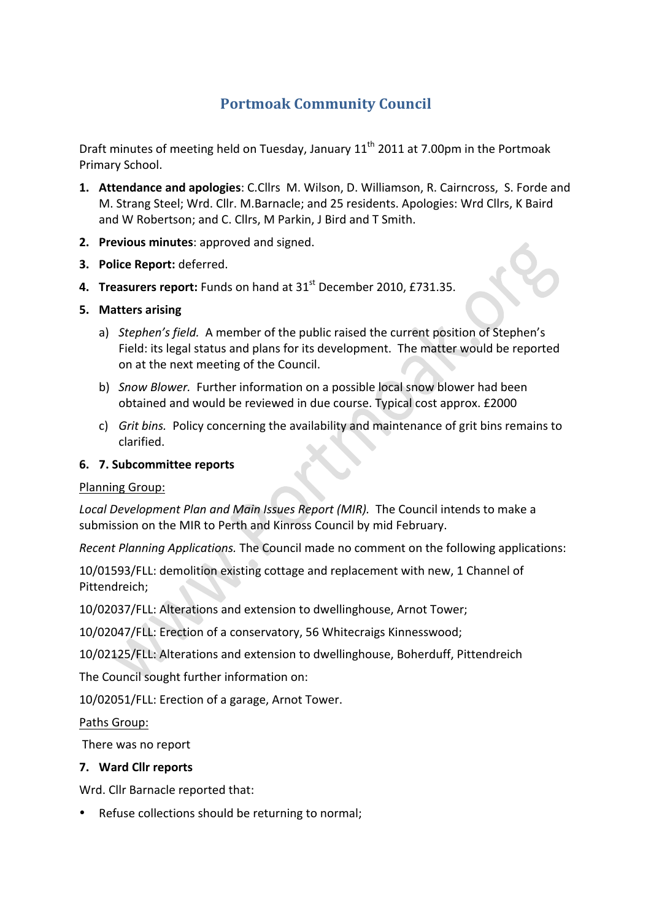# Portmoak Community Council

Draft minutes of meeting held on Tuesday, January 11th 2011 at 7.00pm in the Portmoak Primary School.

1. **Attendance and apologies**: C.Cllrs M. Wilson, D. Williamson, R. Cairncross, S. Forde and M. Strang Steel; Wrd. Cllr. M.Barnacle; and 25 residents. Apologies: Wrd Cllrs, K Baird and W Robertson; and C. Cllrs, M Parkin, J Bird and T Smith.
2. **Previous minutes**: approved and signed.
3. **Police Report:** deferred.
4. **Treasurers report:** Funds on hand at 31st December 2010, £731.35.
5. **Matters arising**
   a) *Stephen's field.* A member of the public raised the current position of Stephen's Field: its legal status and plans for its development. The matter would be reported on at the next meeting of the Council.
   b) *Snow Blower.* Further information on a possible local snow blower had been obtained and would be reviewed in due course. Typical cost approx. £2000
   c) *Grit bins.* Policy concerning the availability and maintenance of grit bins remains to clarified.
6. **7. Subcommittee reports**

Planning Group:

*Local Development Plan and Main Issues Report (MIR).* The Council intends to make a submission on the MIR to Perth and Kinross Council by mid February.

*Recent Planning Applications.* The Council made no comment on the following applications:

10/01593/FLL: demolition existing cottage and replacement with new, 1 Channel of Pittendreich;

10/02037/FLL: Alterations and extension to dwellinghouse, Arnot Tower;

10/02047/FLL: Erection of a conservatory, 56 Whitecraigs Kinnesswood;

10/02125/FLL: Alterations and extension to dwellinghouse, Boherduff, Pittendreich

The Council sought further information on:

10/02051/FLL: Erection of a garage, Arnot Tower.

Paths Group:

There was no report

7. **Ward Cllr reports**

Wrd. Cllr Barnacle reported that:

- Refuse collections should be returning to normal;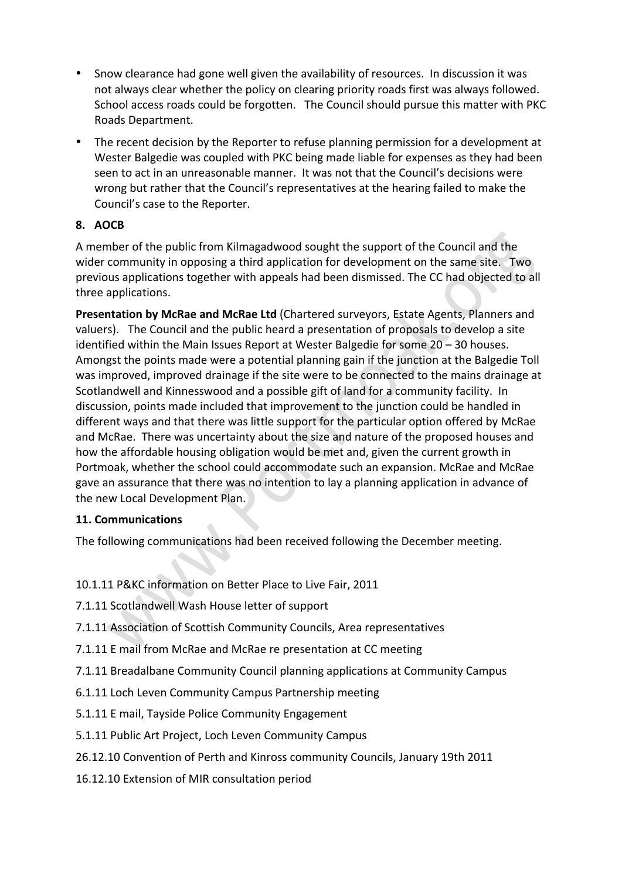- Snow clearance had gone well given the availability of resources. In discussion it was not always clear whether the policy on clearing priority roads first was always followed. School access roads could be forgotten. The Council should pursue this matter with PKC Roads Department.
- The recent decision by the Reporter to refuse planning permission for a development at Wester Balgedie was coupled with PKC being made liable for expenses as they had been seen to act in an unreasonable manner. It was not that the Council's decisions were wrong but rather that the Council's representatives at the hearing failed to make the Council's case to the Reporter.

**8. AOCB**

A member of the public from Kilmagadwood sought the support of the Council and the wider community in opposing a third application for development on the same site. Two previous applications together with appeals had been dismissed. The CC had objected to all three applications.

**Presentation by McRae and McRae Ltd** (Chartered surveyors, Estate Agents, Planners and valuers). The Council and the public heard a presentation of proposals to develop a site identified within the Main Issues Report at Wester Balgedie for some 20 – 30 houses. Amongst the points made were a potential planning gain if the junction at the Balgedie Toll was improved, improved drainage if the site were to be connected to the mains drainage at Scotlandwell and Kinnesswood and a possible gift of land for a community facility. In discussion, points made included that improvement to the junction could be handled in different ways and that there was little support for the particular option offered by McRae and McRae. There was uncertainty about the size and nature of the proposed houses and how the affordable housing obligation would be met and, given the current growth in Portmoak, whether the school could accommodate such an expansion. McRae and McRae gave an assurance that there was no intention to lay a planning application in advance of the new Local Development Plan.

**11. Communications**

The following communications had been received following the December meeting.

10.1.11 P&KC information on Better Place to Live Fair, 2011

7.1.11 Scotlandwell Wash House letter of support

7.1.11 Association of Scottish Community Councils, Area representatives

7.1.11 E mail from McRae and McRae re presentation at CC meeting

7.1.11 Breadalbane Community Council planning applications at Community Campus

6.1.11 Loch Leven Community Campus Partnership meeting

5.1.11 E mail, Tayside Police Community Engagement

5.1.11 Public Art Project, Loch Leven Community Campus

26.12.10 Convention of Perth and Kinross community Councils, January 19th 2011

16.12.10 Extension of MIR consultation period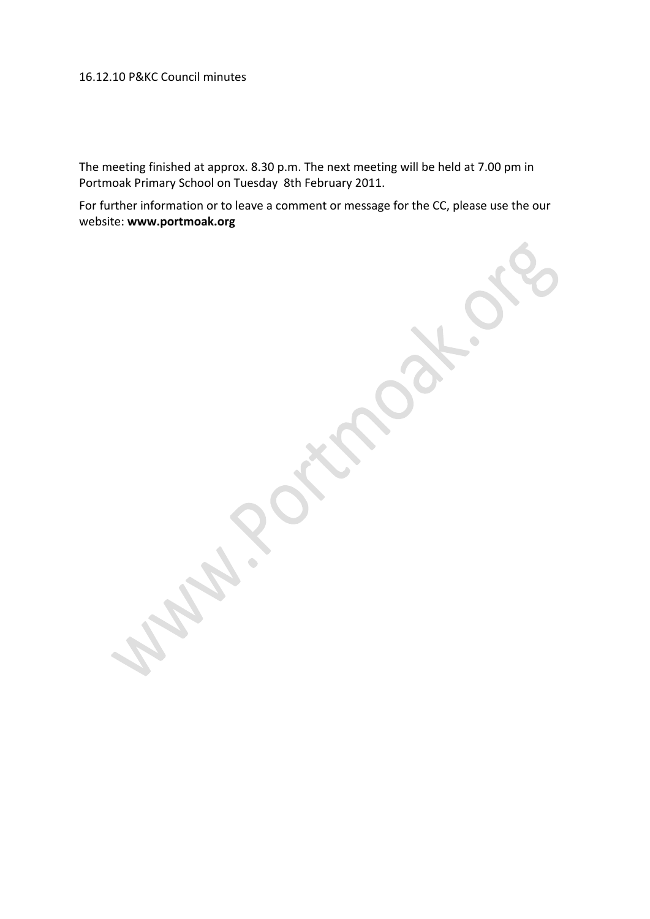16.12.10 P&KC Council minutes

The meeting finished at approx. 8.30 p.m. The next meeting will be held at 7.00 pm in Portmoak Primary School on Tuesday 8th February 2011.

For further information or to leave a comment or message for the CC, please use the our website: **www.portmoak.org**